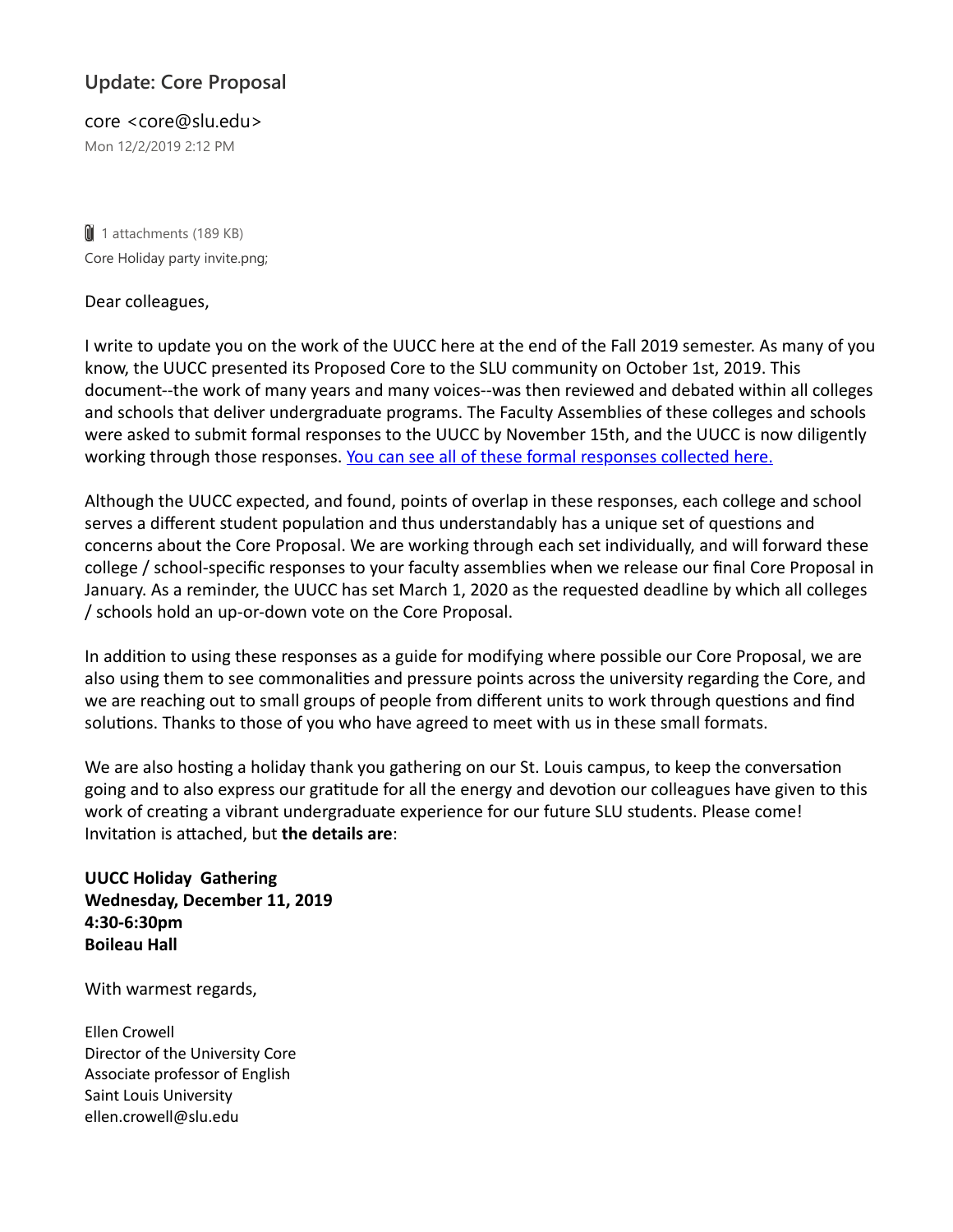## Update: Core Proposal

core <core@slu.edu>
Mon 12/2/2019 2:12 PM

1 attachments (189 KB)
Core Holiday party invite.png;

Dear colleagues,

I write to update you on the work of the UUCC here at the end of the Fall 2019 semester. As many of you know, the UUCC presented its Proposed Core to the SLU community on October 1st, 2019. This document--the work of many years and many voices--was then reviewed and debated within all colleges and schools that deliver undergraduate programs. The Faculty Assemblies of these colleges and schools were asked to submit formal responses to the UUCC by November 15th, and the UUCC is now diligently working through those responses. [You can see all of these formal responses collected here.]

Although the UUCC expected, and found, points of overlap in these responses, each college and school serves a different student population and thus understandably has a unique set of questions and concerns about the Core Proposal. We are working through each set individually, and will forward these college / school-specific responses to your faculty assemblies when we release our final Core Proposal in January. As a reminder, the UUCC has set March 1, 2020 as the requested deadline by which all colleges / schools hold an up-or-down vote on the Core Proposal.

In addition to using these responses as a guide for modifying where possible our Core Proposal, we are also using them to see commonalities and pressure points across the university regarding the Core, and we are reaching out to small groups of people from different units to work through questions and find solutions. Thanks to those of you who have agreed to meet with us in these small formats.

We are also hosting a holiday thank you gathering on our St. Louis campus, to keep the conversation going and to also express our gratitude for all the energy and devotion our colleagues have given to this work of creating a vibrant undergraduate experience for our future SLU students. Please come! Invitation is attached, but **the details are**:

**UUCC Holiday Gathering**
**Wednesday, December 11, 2019**
**4:30-6:30pm**
**Boileau Hall**

With warmest regards,

Ellen Crowell
Director of the University Core
Associate professor of English
Saint Louis University
ellen.crowell@slu.edu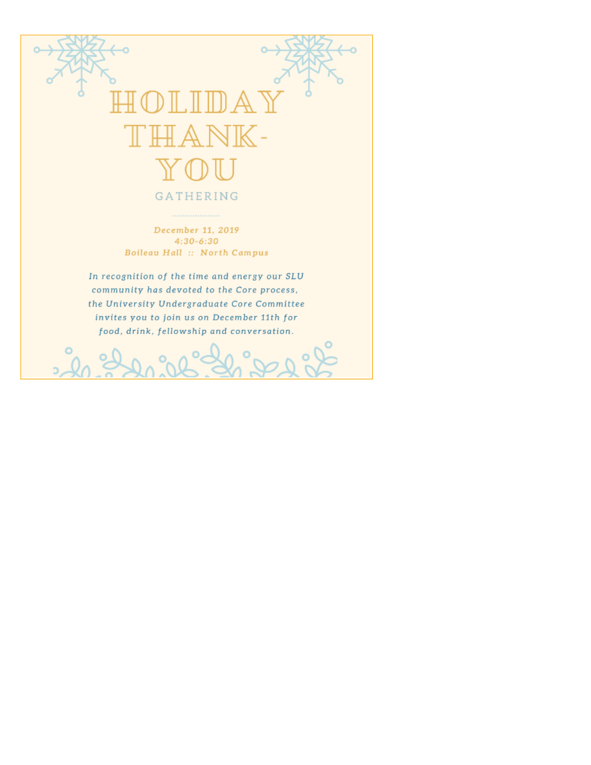# HOLIDAY THANK-YOU

## GATHERING

**December 11, 2019**
**4:30-6:30**
**Boileau Hall :: North Campus**

*In recognition of the time and energy our SLU community has devoted to the Core process, the University Undergraduate Core Committee invites you to join us on December 11th for food, drink, fellowship and conversation.*